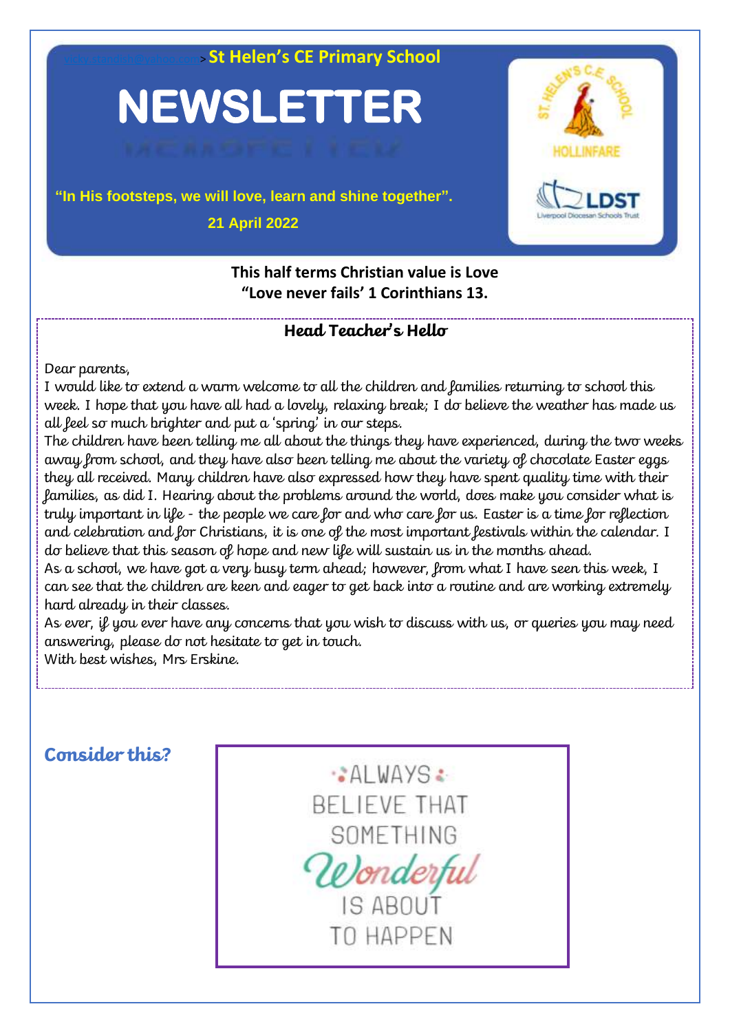vicky.standish@yahoo.com > **St Helen's CE Primary School**

# NEWSLETTER

**"In His footsteps, we will love, learn and shine together".**

**21 April 2022**

**This half terms Christian value is Love**
**"Love never fails' 1 Corinthians 13.**

## Head Teacher's Hello

Dear parents,

I would like to extend a warm welcome to all the children and families returning to school this week. I hope that you have all had a lovely, relaxing break; I do believe the weather has made us all feel so much brighter and put a 'spring' in our steps.

The children have been telling me all about the things they have experienced, during the two weeks away from school, and they have also been telling me about the variety of chocolate Easter eggs they all received. Many children have also expressed how they have spent quality time with their families, as did I. Hearing about the problems around the world, does make you consider what is truly important in life - the people we care for and who care for us. Easter is a time for reflection and celebration and for Christians, it is one of the most important festivals within the calendar. I do believe that this season of hope and new life will sustain us in the months ahead.

As a school, we have got a very busy term ahead; however, from what I have seen this week, I can see that the children are keen and eager to get back into a routine and are working extremely hard already in their classes.

As ever, if you ever have any concerns that you wish to discuss with us, or queries you may need answering, please do not hesitate to get in touch.

With best wishes, Mrs Erskine.

## Consider this?

ALWAYS BELIEVE THAT SOMETHING *Wonderful* IS ABOUT TO HAPPEN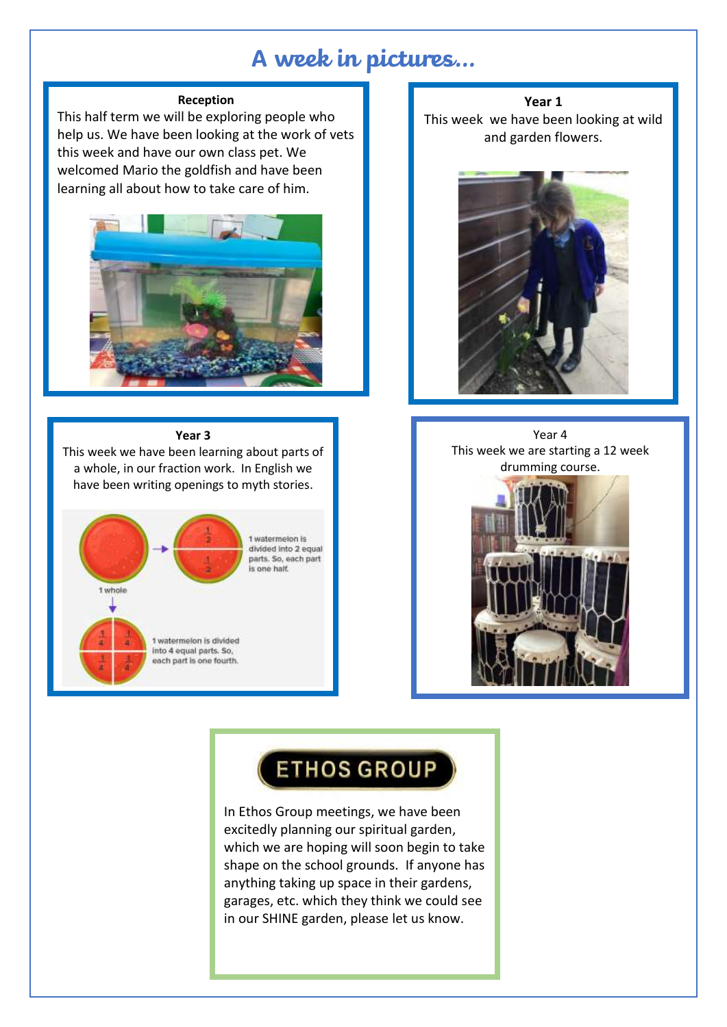# A week in pictures…

**Reception**

This half term we will be exploring people who help us. We have been looking at the work of vets this week and have our own class pet. We welcomed Mario the goldfish and have been learning all about how to take care of him.

**Year 1**

This week we have been looking at wild and garden flowers.

**Year 3**

This week we have been learning about parts of a whole, in our fraction work. In English we have been writing openings to myth stories.

**Year 4**

This week we are starting a 12 week drumming course.

## ETHOS GROUP

In Ethos Group meetings, we have been excitedly planning our spiritual garden, which we are hoping will soon begin to take shape on the school grounds. If anyone has anything taking up space in their gardens, garages, etc. which they think we could see in our SHINE garden, please let us know.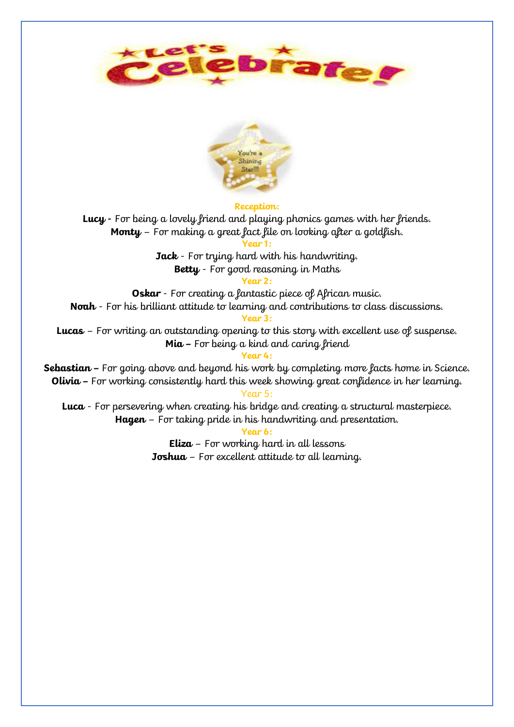# Let's Celebrate!

You're a Shining Star!!!

**Reception:**

**Lucy -** For being a lovely friend and playing phonics games with her friends.
**Monty** – For making a great fact file on looking after a goldfish.

**Year 1:**

**Jack** - For trying hard with his handwriting.
**Betty** - For good reasoning in Maths

**Year 2:**

**Oskar** - For creating a fantastic piece of African music.
**Noah** - For his brilliant attitude to learning and contributions to class discussions.

**Year 3:**

**Lucas** – For writing an outstanding opening to this story with excellent use of suspense.
**Mia –** For being a kind and caring friend

**Year 4:**

**Sebastian –** For going above and beyond his work by completing more facts home in Science.
**Olivia –** For working consistently hard this week showing great confidence in her learning.

Year 5:

**Luca** - For persevering when creating his bridge and creating a structural masterpiece.
**Hagen** – For taking pride in his handwriting and presentation.

**Year 6:**

**Eliza** – For working hard in all lessons
**Joshua** – For excellent attitude to all learning.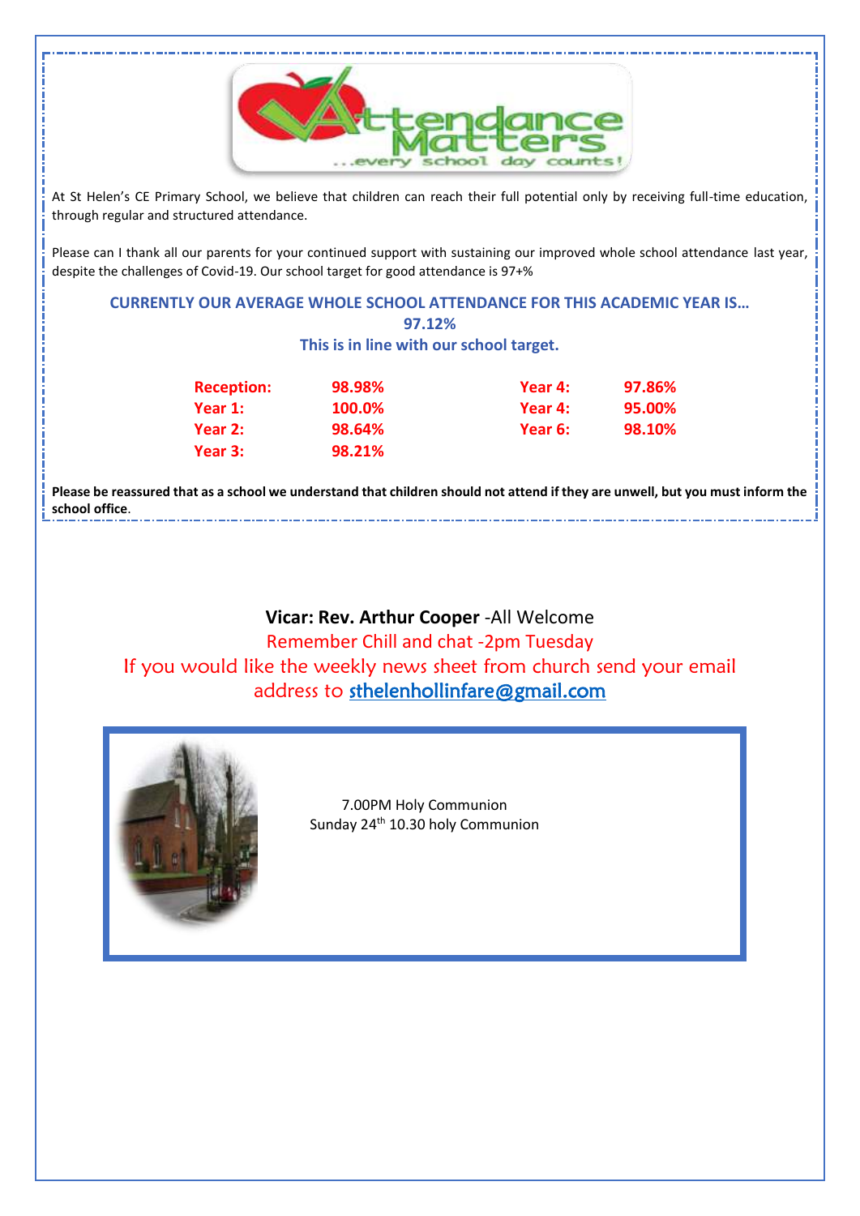# Attendance Matters

*...every school day counts!*

At St Helen's CE Primary School, we believe that children can reach their full potential only by receiving full-time education, through regular and structured attendance.

Please can I thank all our parents for your continued support with sustaining our improved whole school attendance last year, despite the challenges of Covid-19. Our school target for good attendance is 97+%

**CURRENTLY OUR AVERAGE WHOLE SCHOOL ATTENDANCE FOR THIS ACADEMIC YEAR IS…**

**97.12%**

**This is in line with our school target.**

| | | | |
|---|---|---|---|
| **Reception:** | **98.98%** | **Year 4:** | **97.86%** |
| **Year 1:** | **100.0%** | **Year 4:** | **95.00%** |
| **Year 2:** | **98.64%** | **Year 6:** | **98.10%** |
| **Year 3:** | **98.21%** | | |

**Please be reassured that as a school we understand that children should not attend if they are unwell, but you must inform the school office**.

**Vicar: Rev. Arthur Cooper** -All Welcome

Remember Chill and chat -2pm Tuesday

If you would like the weekly news sheet from church send your email address to sthelenhollinfare@gmail.com

7.00PM Holy Communion

Sunday 24th 10.30 holy Communion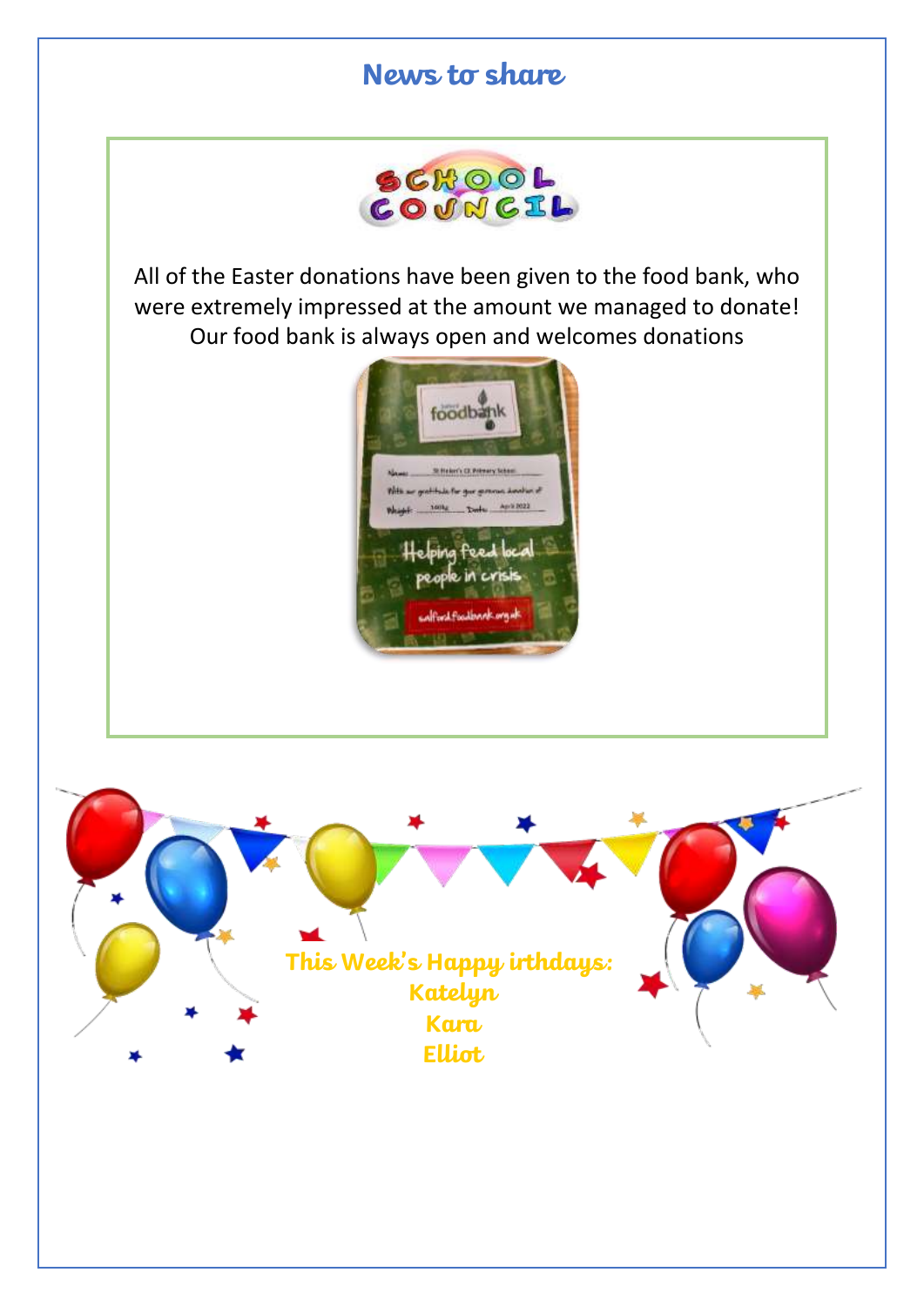# News to share

SCHOOL COUNCIL

All of the Easter donations have been given to the food bank, who were extremely impressed at the amount we managed to donate! Our food bank is always open and welcomes donations

This Week's Happy irthdays:
Katelyn
Kara
Elliot